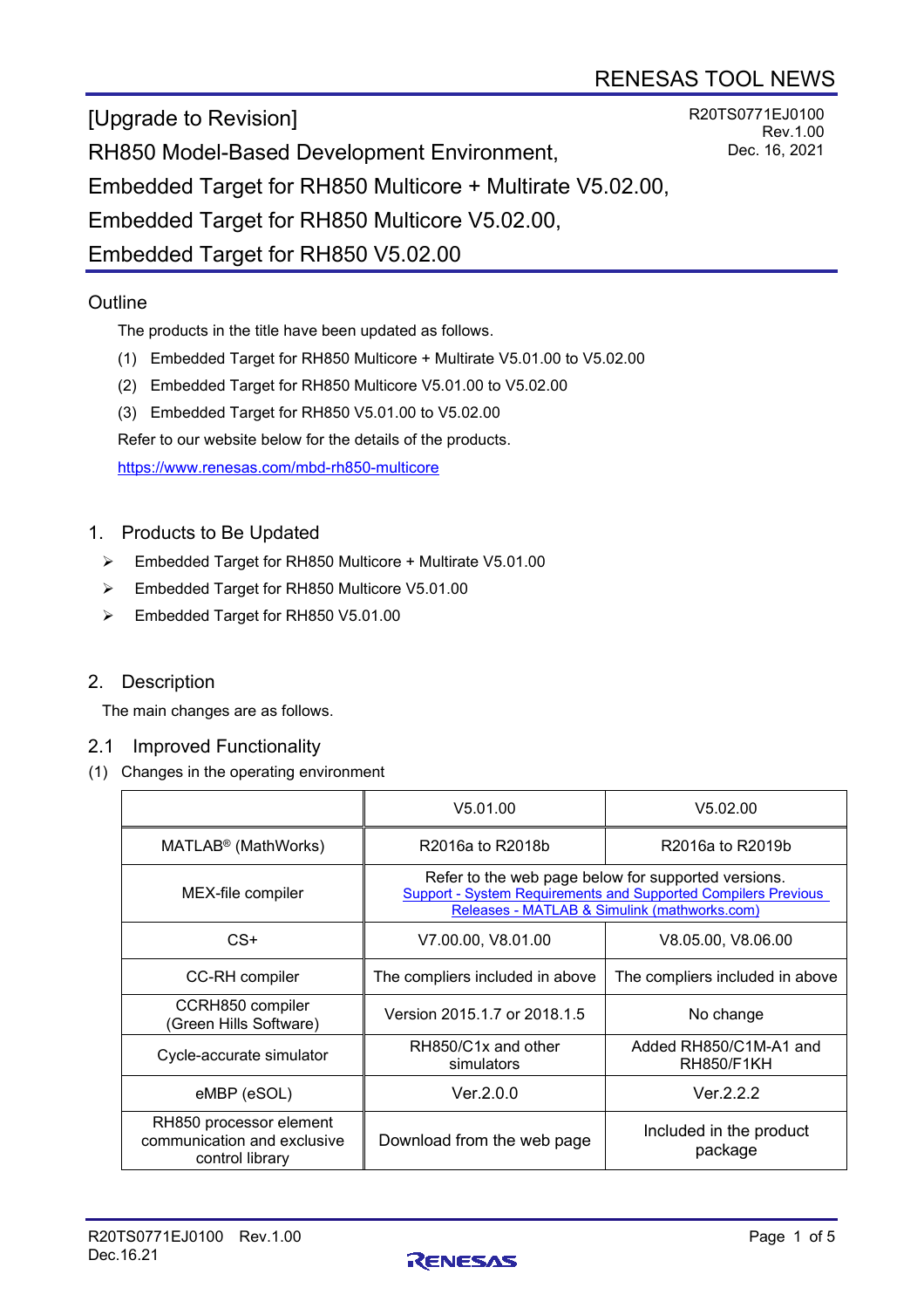RENESAS TOOL NEWS

R20TS0771EJ0100
Rev.1.00
Dec. 16, 2021

# [Upgrade to Revision]
# RH850 Model-Based Development Environment, Embedded Target for RH850 Multicore + Multirate V5.02.00, Embedded Target for RH850 Multicore V5.02.00, Embedded Target for RH850 V5.02.00

## Outline

The products in the title have been updated as follows.

(1) Embedded Target for RH850 Multicore + Multirate V5.01.00 to V5.02.00

(2) Embedded Target for RH850 Multicore V5.01.00 to V5.02.00

(3) Embedded Target for RH850 V5.01.00 to V5.02.00

Refer to our website below for the details of the products.

https://www.renesas.com/mbd-rh850-multicore

## 1. Products to Be Updated

- Embedded Target for RH850 Multicore + Multirate V5.01.00
- Embedded Target for RH850 Multicore V5.01.00
- Embedded Target for RH850 V5.01.00

## 2. Description

The main changes are as follows.

### 2.1 Improved Functionality

(1) Changes in the operating environment

| | V5.01.00 | V5.02.00 |
|---|---|---|
| MATLAB® (MathWorks) | R2016a to R2018b | R2016a to R2019b |
| MEX-file compiler | Refer to the web page below for supported versions. Support - System Requirements and Supported Compilers Previous Releases - MATLAB & Simulink (mathworks.com) | |
| CS+ | V7.00.00, V8.01.00 | V8.05.00, V8.06.00 |
| CC-RH compiler | Theompliers included in above | The compliers included in above |
| CCRH850 compiler (Green Hills Software) | Version 2015.1.7 or 2018.1.5 | No change |
| Cycle-accurate simulator | RH850/C1x and other simulators | Added RH850/C1M-A1 and RH850/F1KH |
| eMBP (eSOL) | Ver.2.0.0 | Ver.2.2.2 |
| RH850 processor element communication and exclusive control library | Download from the web page | Included in the product package |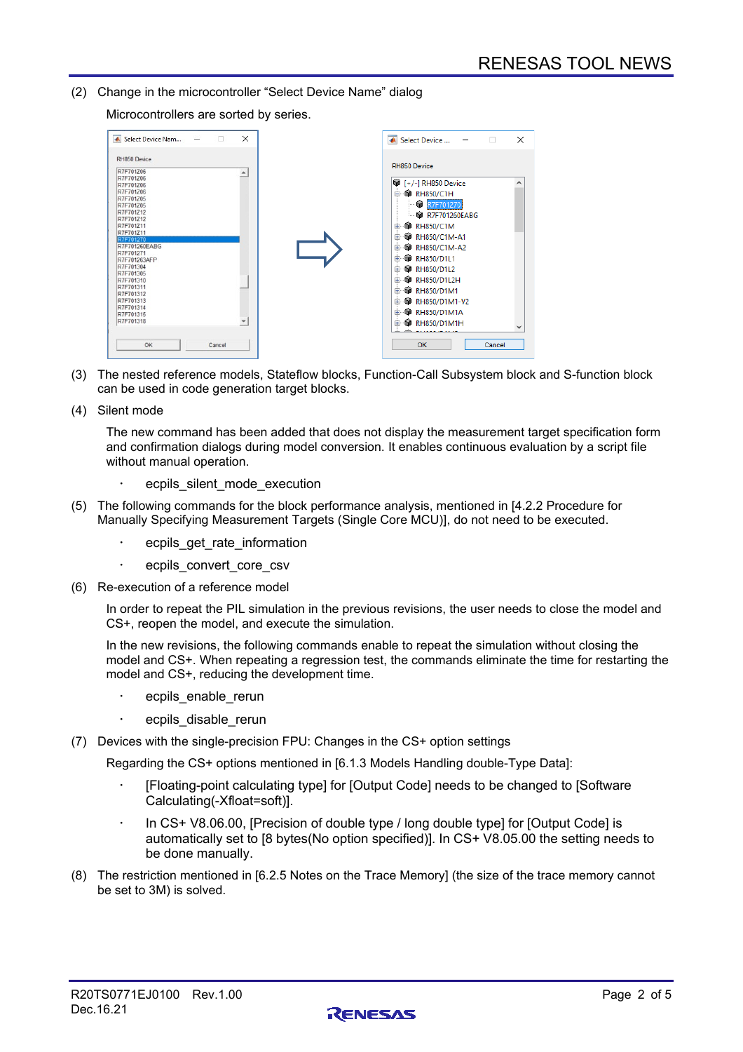(2) Change in the microcontroller “Select Device Name” dialog

Microcontrollers are sorted by series.

(3) The nested reference models, Stateflow blocks, Function-Call Subsystem block and S-function block can be used in code generation target blocks.

(4) Silent mode

The new command has been added that does not display the measurement target specification form and confirmation dialogs during model conversion. It enables continuous evaluation by a script file without manual operation.

- ecpils_silent_mode_execution

(5) The following commands for the block performance analysis, mentioned in [4.2.2 Procedure for Manually Specifying Measurement Targets (Single Core MCU)], do not need to be executed.

- ecpils_get_rate_information
- ecpils_convert_core_csv

(6) Re-execution of a reference model

In order to repeat the PIL simulation in the previous revisions, the user needs to close the model and CS+, reopen the model, and execute the simulation.

In the new revisions, the following commands enable to repeat the simulation without closing the model and CS+. When repeating a regression test, the commands eliminate the time for restarting the model and CS+, reducing the development time.

- ecpils_enable_rerun
- ecpils_disable_rerun

(7) Devices with the single-precision FPU: Changes in the CS+ option settings

Regarding the CS+ options mentioned in [6.1.3 Models Handling double-Type Data]:

- [Floating-point calculating type] for [Output Code] needs to be changed to [Software Calculating(-Xfloat=soft)].
- In CS+ V8.06.00, [Precision of double type / long double type] for [Output Code] is automatically set to [8 bytes(No option specified)]. In CS+ V8.05.00 the setting needs to be done manually.

(8) The restriction mentioned in [6.2.5 Notes on the Trace Memory] (the size of the trace memory cannot be set to 3M) is solved.

R20TS0771EJ0100 Rev.1.00
Dec.16.21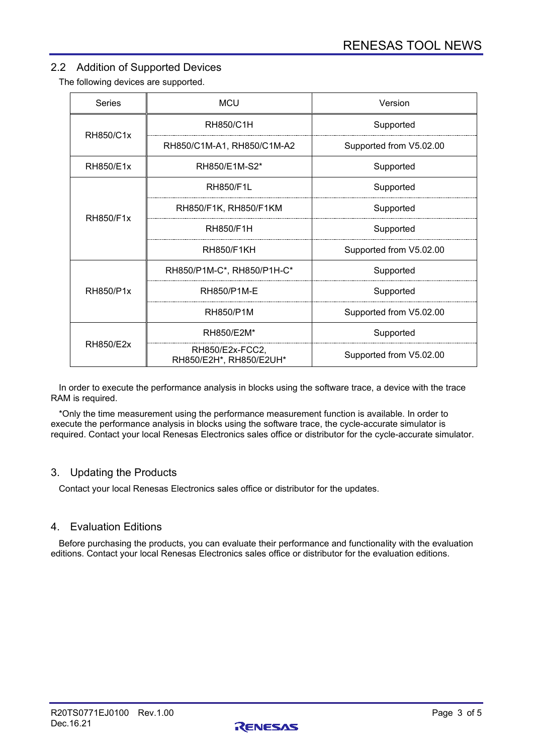## 2.2 Addition of Supported Devices

The following devices are supported.

| Series | MCU | Version |
|---|---|---|
| RH850/C1x | RH850/C1H | Supported |
| | RH850/C1M-A1, RH850/C1M-A2 | Supported from V5.02.00 |
| RH850/E1x | RH850/E1M-S2* | Supported |
| RH850/F1x | RH850/F1L | Supported |
| | RH850/F1K, RH850/F1KM | Supported |
| | RH850/F1H | Supported |
| | RH850/F1KH | Supported from V5.02.00 |
| RH850/P1x | RH850/P1M-C*, RH850/P1H-C* | Supported |
| | RH850/P1M-E | Supported |
| | RH850/P1M | Supported from V5.02.00 |
| RH850/E2x | RH850/E2M* | Supported |
| | RH850/E2x-FCC2, RH850/E2H*, RH850/E2UH* | Supported from V5.02.00 |

In order to execute the performance analysis in blocks using the software trace, a device with the trace RAM is required.

*Only the time measurement using the performance measurement function is available. In order to execute the performance analysis in blocks using the software trace, the cycle-accurate simulator is required. Contact your local Renesas Electronics sales office or distributor for the cycle-accurate simulator.

## 3. Updating the Products

Contact your local Renesas Electronics sales office or distributor for the updates.

## 4. Evaluation Editions

Before purchasing the products, you can evaluate their performance and functionality with the evaluation editions. Contact your local Renesas Electronics sales office or distributor for the evaluation editions.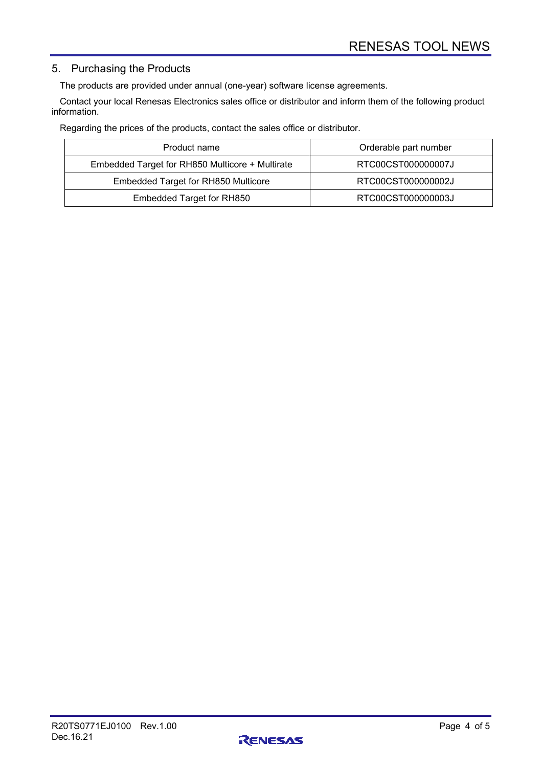## 5. Purchasing the Products

The products are provided under annual (one-year) software license agreements.

Contact your local Renesas Electronics sales office or distributor and inform them of the following product information.

Regarding the prices of the products, contact the sales office or distributor.

| Product name | Orderable part number |
|---|---|
| Embedded Target for RH850 Multicore + Multirate | RTC00CST000000007J |
| Embedded Target for RH850 Multicore | RTC00CST000000002J |
| Embedded Target for RH850 | RTC00CST000000003J |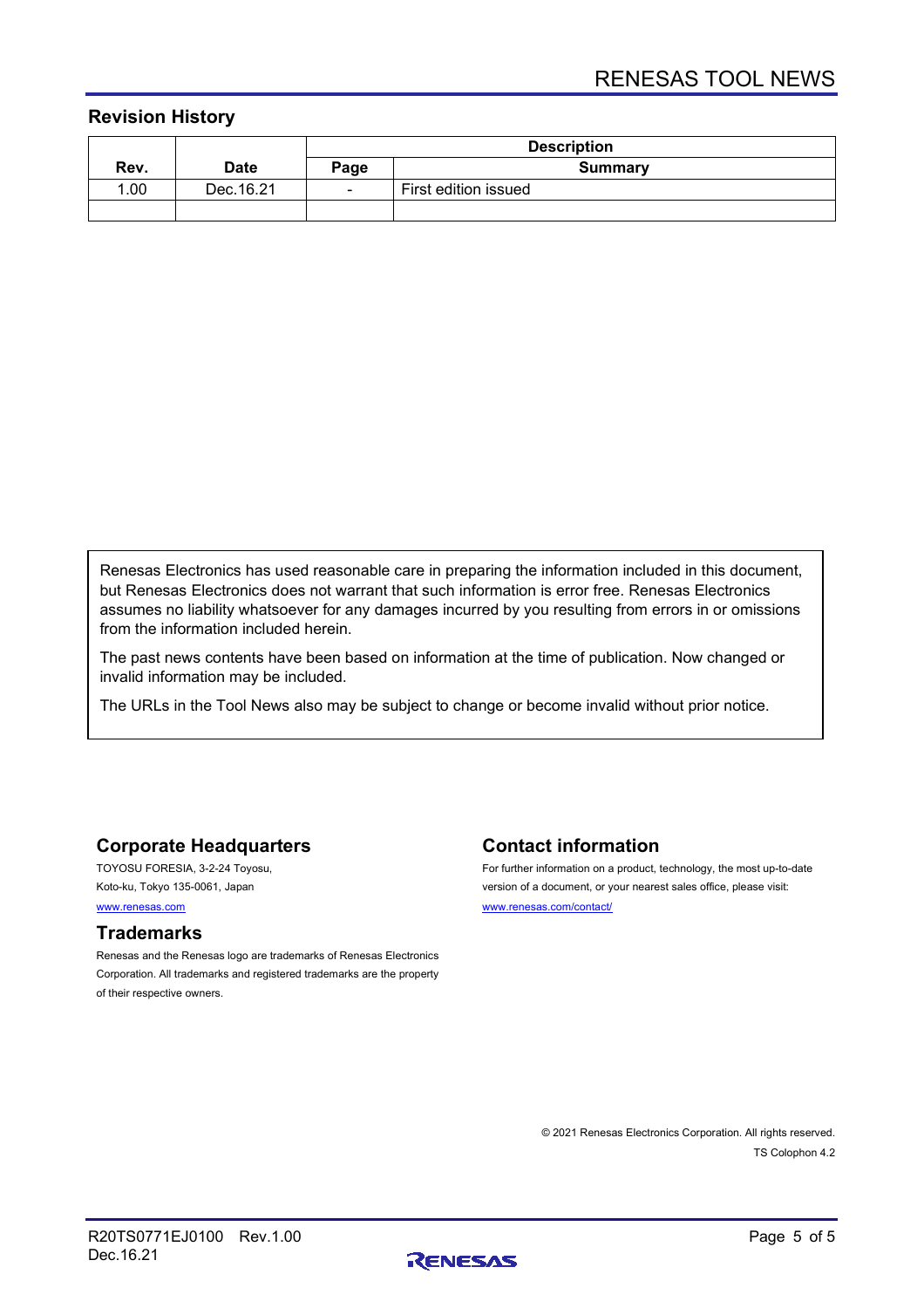## Revision History

| Rev. | Date | Description | |
|---|---|---|---|
| | | Page | Summary |
| 1.00 | Dec.16.21 | - | First edition issued |
| | | | |

Renesas Electronics has used reasonable care in preparing the information included in this document, but Renesas Electronics does not warrant that such information is error free. Renesas Electronics assumes no liability whatsoever for any damages incurred by you resulting from errors in or omissions from the information included herein.

The past news contents have been based on information at the time of publication. Now changed or invalid information may be included.

The URLs in the Tool News also may be subject to change or become invalid without prior notice.

## Corporate Headquarters

TOYOSU FORESIA, 3-2-24 Toyosu,
Koto-ku, Tokyo 135-0061, Japan
www.renesas.com

## Trademarks

Renesas and the Renesas logo are trademarks of Renesas Electronics Corporation. All trademarks and registered trademarks are the property of their respective owners.

## Contact information

For further information on a product, technology, the most up-to-date version of a document, or your nearest sales office, please visit:
www.renesas.com/contact/

© 2021 Renesas Electronics Corporation. All rights reserved.
TS Colophon 4.2